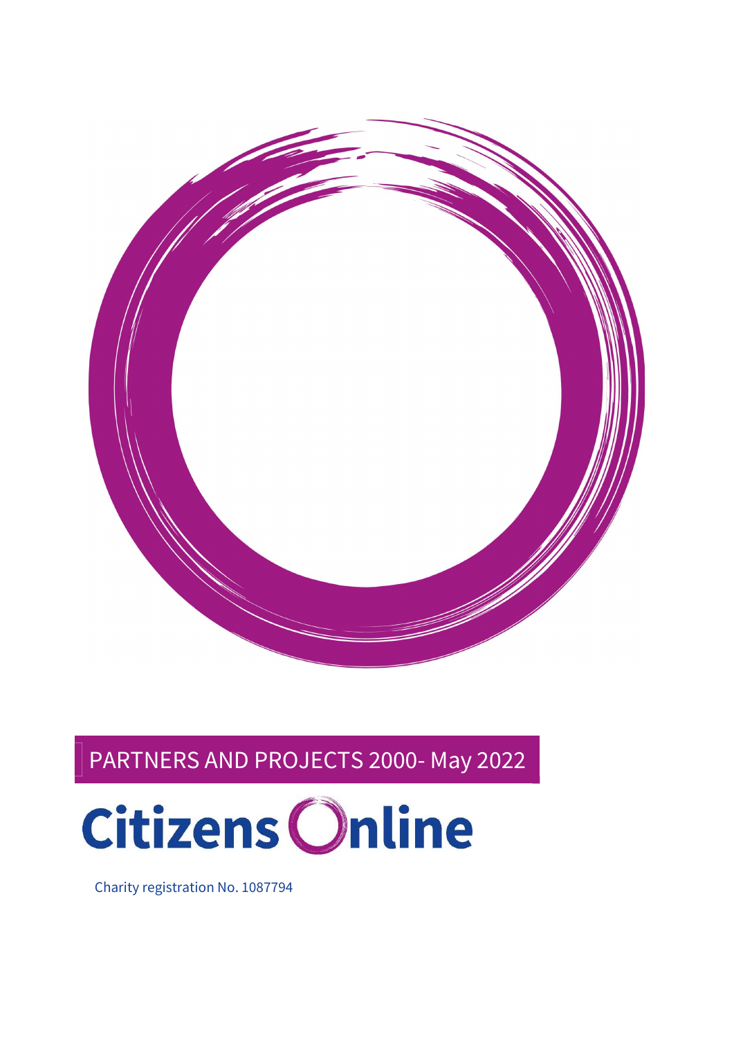# PARTNERS AND PROJECTS 2000- May 2022

Citizens Online

Charity registration No. 1087794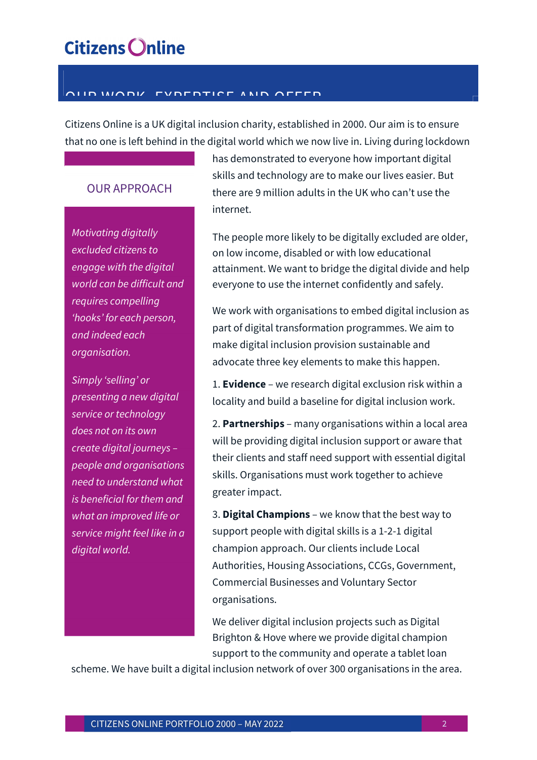# OUR WORK, EXPERTISE AND OFFER

Citizens Online is a UK digital inclusion charity, established in 2000. Our aim is to ensure that no one is left behind in the digital world which we now live in. Living during lockdown has demonstrated to everyone how important digital skills and technology are to make our lives easier. But there are 9 million adults in the UK who can't use the internet.

The people more likely to be digitally excluded are older, on low income, disabled or with low educational attainment. We want to bridge the digital divide and help everyone to use the internet confidently and safely.

We work with organisations to embed digital inclusion as part of digital transformation programmes. We aim to make digital inclusion provision sustainable and advocate three key elements to make this happen.

1. **Evidence** – we research digital exclusion risk within a locality and build a baseline for digital inclusion work.

2. **Partnerships** – many organisations within a local area will be providing digital inclusion support or aware that their clients and staff need support with essential digital skills. Organisations must work together to achieve greater impact.

3. **Digital Champions** – we know that the best way to support people with digital skills is a 1-2-1 digital champion approach. Our clients include Local Authorities, Housing Associations, CCGs, Government, Commercial Businesses and Voluntary Sector organisations.

We deliver digital inclusion projects such as Digital Brighton & Hove where we provide digital champion support to the community and operate a tablet loan scheme. We have built a digital inclusion network of over 300 organisations in the area.

## OUR APPROACH

*Motivating digitally excluded citizens to engage with the digital world can be difficult and requires compelling 'hooks' for each person, and indeed each organisation.*

*Simply 'selling' or presenting a new digital service or technology does not on its own create digital journeys – people and organisations need to understand what is beneficial for them and what an improved life or service might feel like in a digital world.*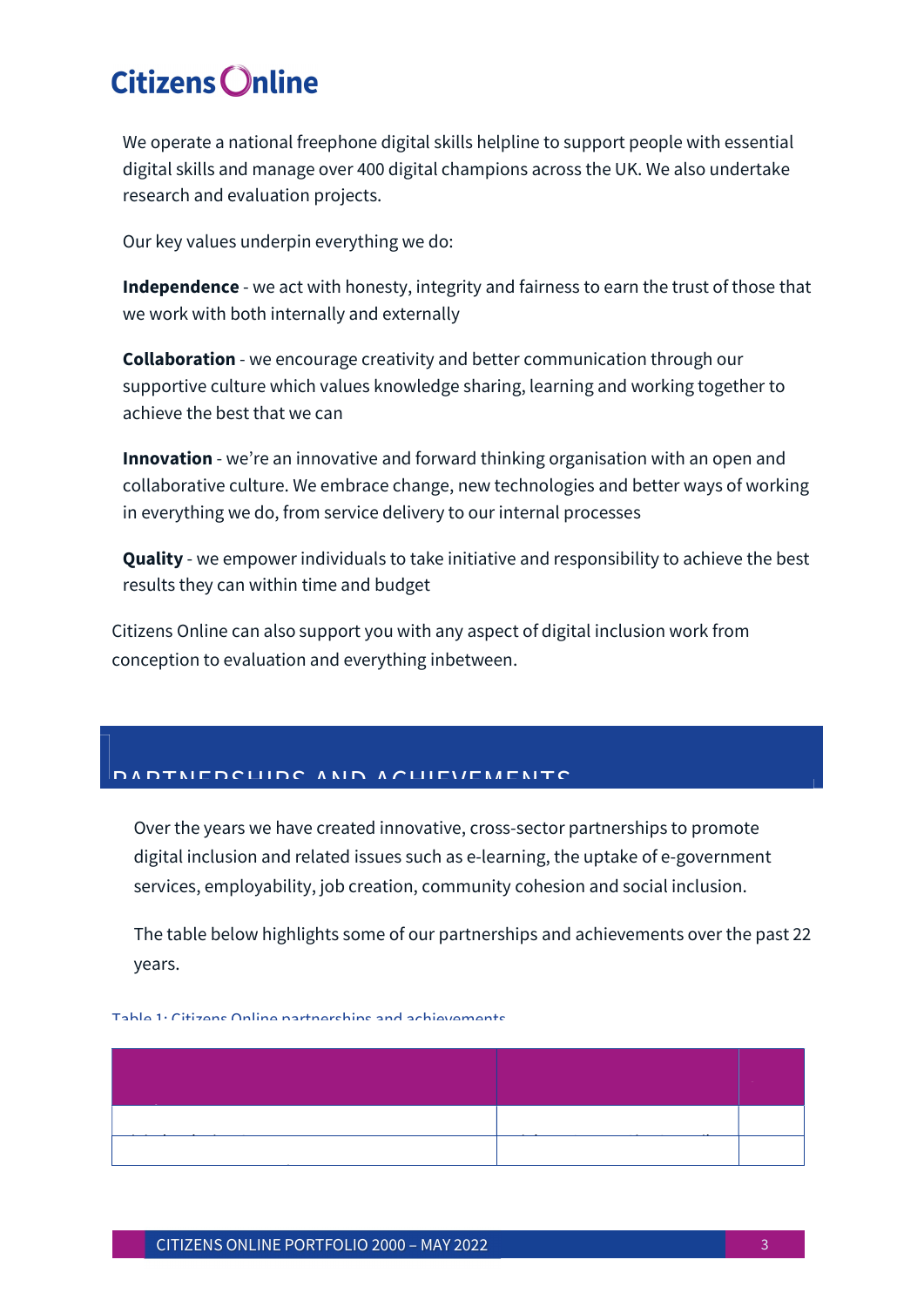We operate a national freephone digital skills helpline to support people with essential digital skills and manage over 400 digital champions across the UK. We also undertake research and evaluation projects.

Our key values underpin everything we do:

**Independence** - we act with honesty, integrity and fairness to earn the trust of those that we work with both internally and externally

**Collaboration** - we encourage creativity and better communication through our supportive culture which values knowledge sharing, learning and working together to achieve the best that we can

**Innovation** - we're an innovative and forward thinking organisation with an open and collaborative culture. We embrace change, new technologies and better ways of working in everything we do, from service delivery to our internal processes

**Quality** - we empower individuals to take initiative and responsibility to achieve the best results they can within time and budget

Citizens Online can also support you with any aspect of digital inclusion work from conception to evaluation and everything inbetween.

## PARTNERSHIPS AND ACHIEVEMENTS

Over the years we have created innovative, cross-sector partnerships to promote digital inclusion and related issues such as e-learning, the uptake of e-government services, employability, job creation, community cohesion and social inclusion.

The table below highlights some of our partnerships and achievements over the past 22 years.

Table 1: Citizens Online partnerships and achievements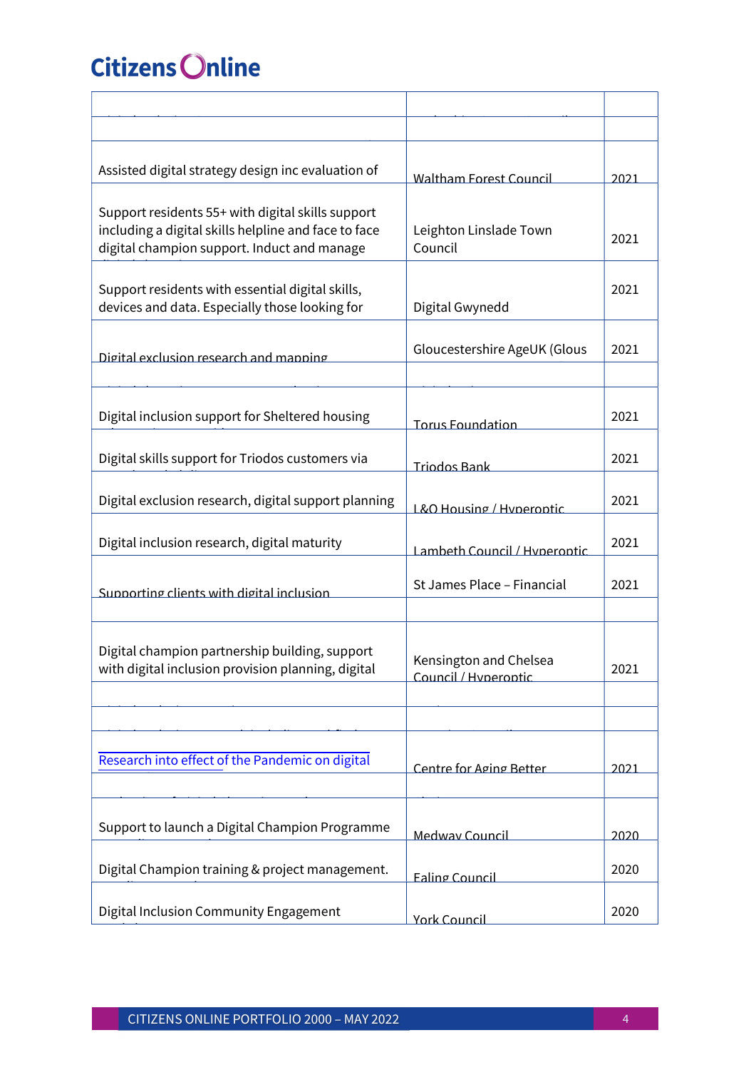| | | |
|---|---|---|
| | | |
| | | |
| Assisted digital strategy design inc evaluation of | Waltham Forest Council | 2021 |
| Support residents 55+ with digital skills support including a digital skills helpline and face to face digital champion support. Induct and manage | Leighton Linslade Town Council | 2021 |
| Support residents with essential digital skills, devices and data. Especially those looking for | Digital Gwynedd | 2021 |
| Digital exclusion research and mapping | Gloucestershire AgeUK (Glous | 2021 |
| | | |
| Digital inclusion support for Sheltered housing | Torus Foundation | 2021 |
| Digital skills support for Triodos customers via | Triodos Bank | 2021 |
| Digital exclusion research, digital support planning | L&Q Housing / Hyperoptic | 2021 |
| Digital inclusion research, digital maturity | Lambeth Council / Hyperoptic | 2021 |
| Supporting clients with digital inclusion | St James Place – Financial | 2021 |
| | | |
| Digital champion partnership building, support with digital inclusion provision planning, digital | Kensington and Chelsea Council / Hyperoptic | 2021 |
| | | |
| | | |
| Research into effect of the Pandemic on digital | Centre for Aging Better | 2021 |
| | | |
| Support to launch a Digital Champion Programme | Medway Council | 2020 |
| Digital Champion training & project management. | Ealing Council | 2020 |
| Digital Inclusion Community Engagement | York Council | 2020 |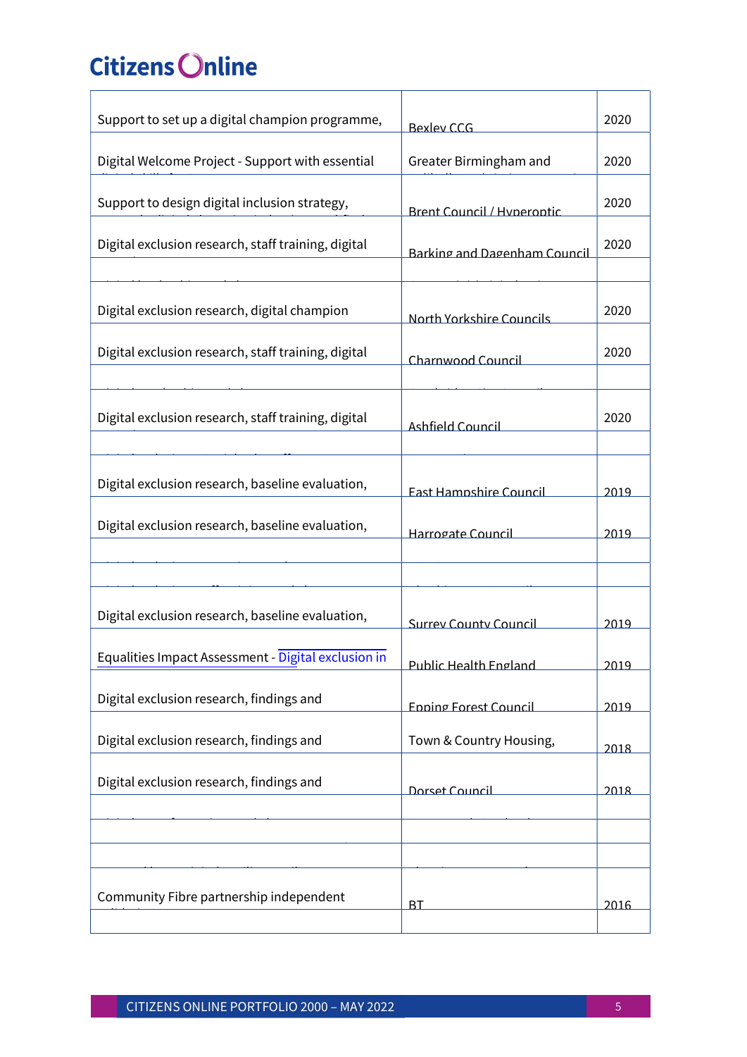| | | |
|---|---|---|
| Support to set up a digital champion programme, | Bexley CCG | 2020 |
| Digital Welcome Project - Support with essential | Greater Birmingham and | 2020 |
| Support to design digital inclusion strategy, | Brent Council / Hyperoptic | 2020 |
| Digital exclusion research, staff training, digital | Barking and Dagenham Council | 2020 |
| | | |
| Digital exclusion research, digital champion | North Yorkshire Councils | 2020 |
| Digital exclusion research, staff training, digital | Charnwood Council | 2020 |
| | | |
| Digital exclusion research, staff training, digital | Ashfield Council | 2020 |
| | | |
| Digital exclusion research, baseline evaluation, | East Hampshire Council | 2019 |
| Digital exclusion research, baseline evaluation, | Harrogate Council | 2019 |
| | | |
| | | |
| Digital exclusion research, baseline evaluation, | Surrey County Council | 2019 |
| Equalities Impact Assessment - Digital exclusion in | Public Health England | 2019 |
| Digital exclusion research, findings and | Epping Forest Council | 2019 |
| Digital exclusion research, findings and | Town & Country Housing, | 2018 |
| Digital exclusion research, findings and | Dorset Council | 2018 |
| | | |
| | | |
| | | |
| Community Fibre partnership independent | BT | 2016 |
| | | |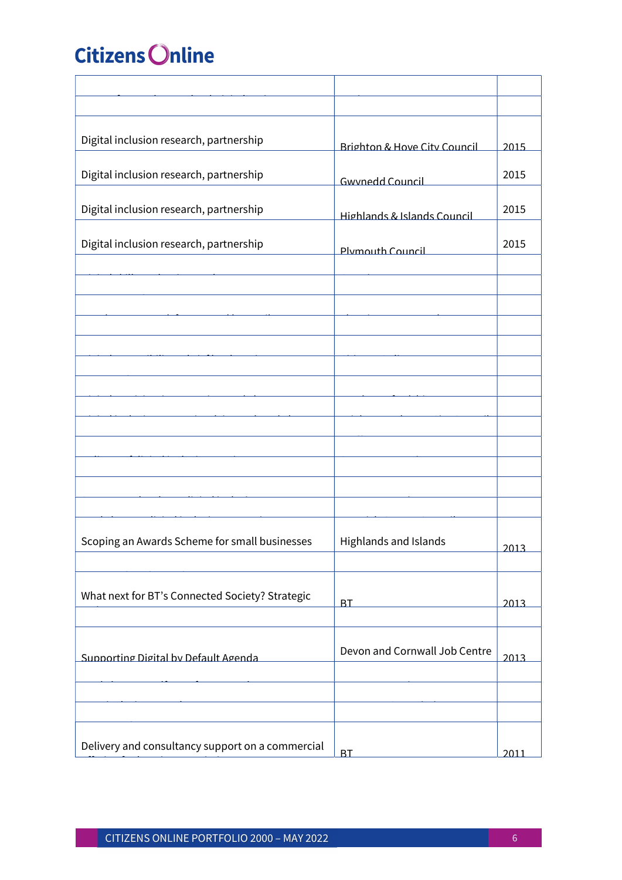| | | |
|---|---|---|
| | | |
| | | |
| Digital inclusion research, partnership | Brighton & Hove City Council | 2015 |
| Digital inclusion research, partnership | Gwynedd Council | 2015 |
| Digital inclusion research, partnership | Highlands & Islands Council | 2015 |
| Digital inclusion research, partnership | Plymouth Council | 2015 |
| | | |
| | | |
| | | |
| | | |
| | | |
| | | |
| | | |
| | | |
| | | |
| | | |
| | | |
| | | |
| | | |
| | | |
| | | |
| | | |
| Scoping an Awards Scheme for small businesses | Highlands and Islands | 2013 |
| | | |
| What next for BT's Connected Society? Strategic | BT | 2013 |
| | | |
| Supporting Digital by Default Agenda | Devon and Cornwall Job Centre | 2013 |
| | | |
| | | |
| | | |
| Delivery and consultancy support on a commercial | BT | 2011 |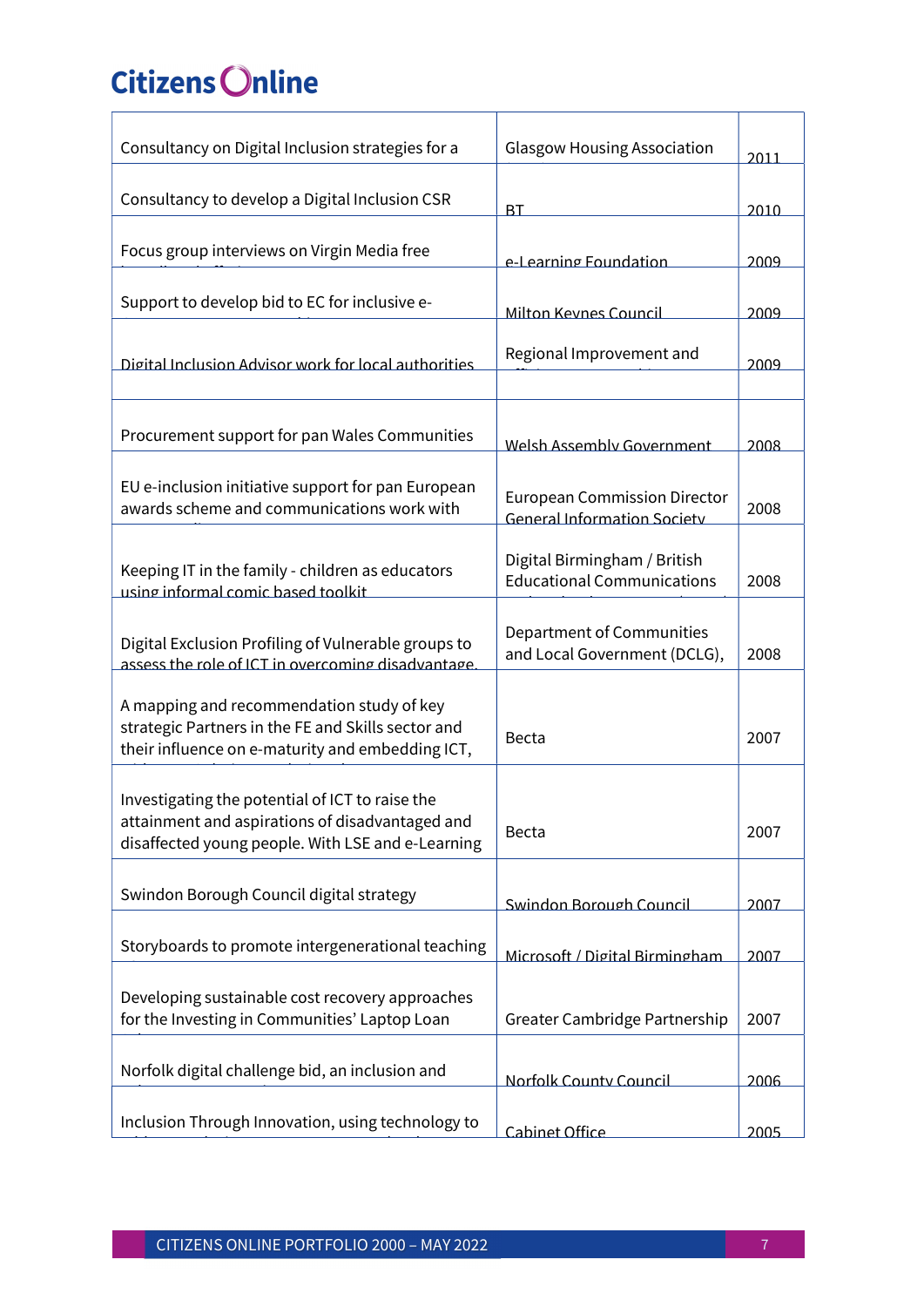| | | |
|---|---|---|
| Consultancy on Digital Inclusion strategies for a | Glasgow Housing Association | 2011 |
| Consultancy to develop a Digital Inclusion CSR | BT | 2010 |
| Focus group interviews on Virgin Media free | e-Learning Foundation | 2009 |
| Support to develop bid to EC for inclusive e- | Milton Keynes Council | 2009 |
| Digital Inclusion Advisor work for local authorities | Regional Improvement and | 2009 |
| | | |
| Procurement support for pan Wales Communities | Welsh Assembly Government | 2008 |
| EU e-inclusion initiative support for pan European awards scheme and communications work with | European Commission Director General Information Society | 2008 |
| Keeping IT in the family - children as educators using informal comic based toolkit | Digital Birmingham / British Educational Communications | 2008 |
| Digital Exclusion Profiling of Vulnerable groups to assess the role of ICT in overcoming disadvantage. | Department of Communities and Local Government (DCLG), | 2008 |
| A mapping and recommendation study of key strategic Partners in the FE and Skills sector and their influence on e-maturity and embedding ICT, | Becta | 2007 |
| Investigating the potential of ICT to raise the attainment and aspirations of disadvantaged and disaffected young people. With LSE and e-Learning | Becta | 2007 |
| Swindon Borough Council digital strategy | Swindon Borough Council | 2007 |
| Storyboards to promote intergenerational teaching | Microsoft / Digital Birmingham | 2007 |
| Developing sustainable cost recovery approaches for the Investing in Communities' Laptop Loan | Greater Cambridge Partnership | 2007 |
| Norfolk digital challenge bid, an inclusion and | Norfolk County Council | 2006 |
| Inclusion Through Innovation, using technology to | Cabinet Office | 2005 |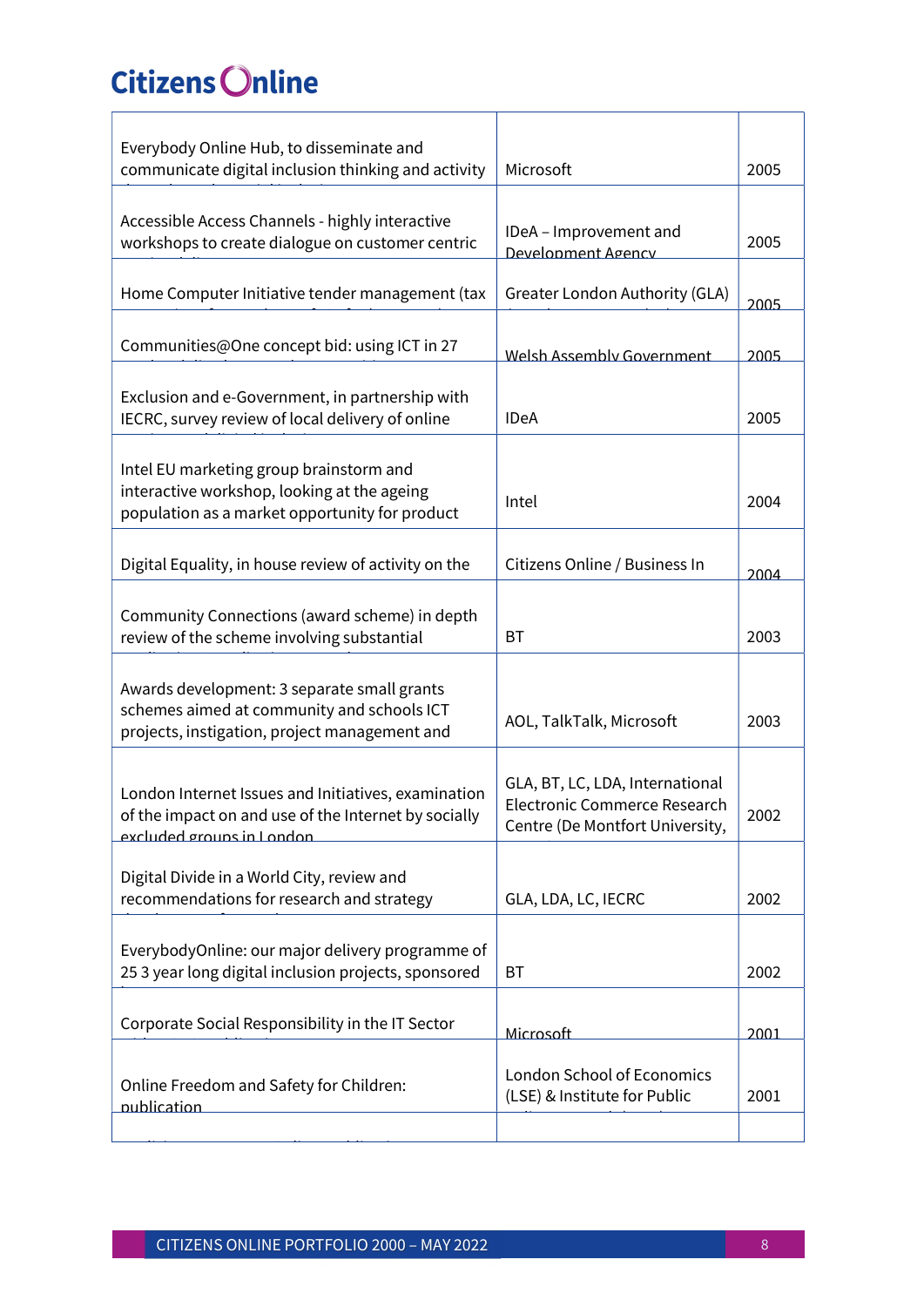| | | |
|---|---|---|
| Everybody Online Hub, to disseminate and communicate digital inclusion thinking and activity | Microsoft | 2005 |
| Accessible Access Channels - highly interactive workshops to create dialogue on customer centric | IDeA – Improvement and Development Agency | 2005 |
| Home Computer Initiative tender management (tax | Greater London Authority (GLA) | 2005 |
| Communities@One concept bid: using ICT in 27 | Welsh Assembly Government | 2005 |
| Exclusion and e-Government, in partnership with IECRC, survey review of local delivery of online | IDeA | 2005 |
| Intel EU marketing group brainstorm and interactive workshop, looking at the ageing population as a market opportunity for product | Intel | 2004 |
| Digital Equality, in house review of activity on the | Citizens Online / Business In | 2004 |
| Community Connections (award scheme) in depth review of the scheme involving substantial | BT | 2003 |
| Awards development: 3 separate small grants schemes aimed at community and schools ICT projects, instigation, project management and | AOL, TalkTalk, Microsoft | 2003 |
| London Internet Issues and Initiatives, examination of the impact on and use of the Internet by socially excluded groups in London | GLA, BT, LC, LDA, International Electronic Commerce Research Centre (De Montfort University, | 2002 |
| Digital Divide in a World City, review and recommendations for research and strategy | GLA, LDA, LC, IECRC | 2002 |
| EverybodyOnline: our major delivery programme of 25 3 year long digital inclusion projects, sponsored | BT | 2002 |
| Corporate Social Responsibility in the IT Sector | Microsoft | 2001 |
| Online Freedom and Safety for Children: publication | London School of Economics (LSE) & Institute for Public | 2001 |
| | | |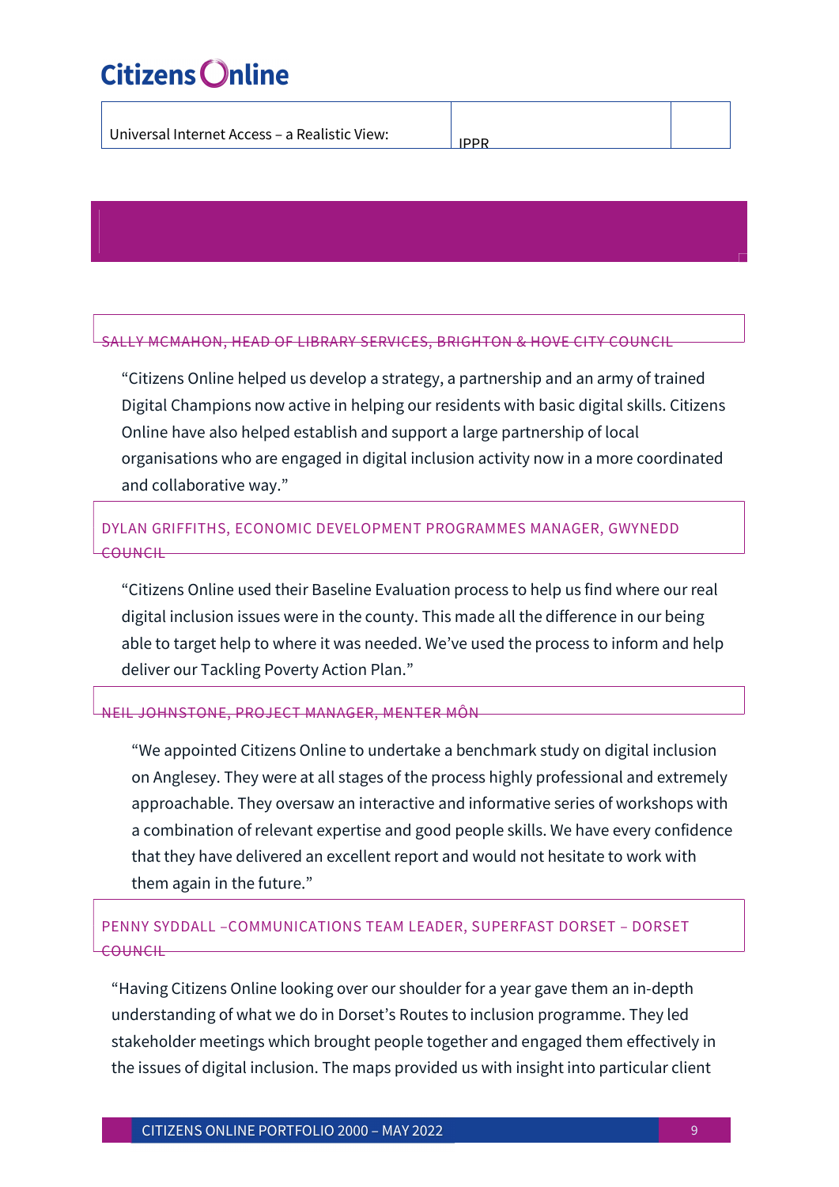| Universal Internet Access – a Realistic View: | IPPR | |
|---|---|---|

### SALLY MCMAHON, HEAD OF LIBRARY SERVICES, BRIGHTON & HOVE CITY COUNCIL

"Citizens Online helped us develop a strategy, a partnership and an army of trained Digital Champions now active in helping our residents with basic digital skills. Citizens Online have also helped establish and support a large partnership of local organisations who are engaged in digital inclusion activity now in a more coordinated and collaborative way."

### DYLAN GRIFFITHS, ECONOMIC DEVELOPMENT PROGRAMMES MANAGER, GWYNEDD COUNCIL

"Citizens Online used their Baseline Evaluation process to help us find where our real digital inclusion issues were in the county. This made all the difference in our being able to target help to where it was needed. We've used the process to inform and help deliver our Tackling Poverty Action Plan."

### NEIL JOHNSTONE, PROJECT MANAGER, MENTER MÔN

"We appointed Citizens Online to undertake a benchmark study on digital inclusion on Anglesey. They were at all stages of the process highly professional and extremely approachable. They oversaw an interactive and informative series of workshops with a combination of relevant expertise and good people skills. We have every confidence that they have delivered an excellent report and would not hesitate to work with them again in the future."

### PENNY SYDDALL –COMMUNICATIONS TEAM LEADER, SUPERFAST DORSET – DORSET COUNCIL

"Having Citizens Online looking over our shoulder for a year gave them an in-depth understanding of what we do in Dorset's Routes to inclusion programme. They led stakeholder meetings which brought people together and engaged them effectively in the issues of digital inclusion. The maps provided us with insight into particular client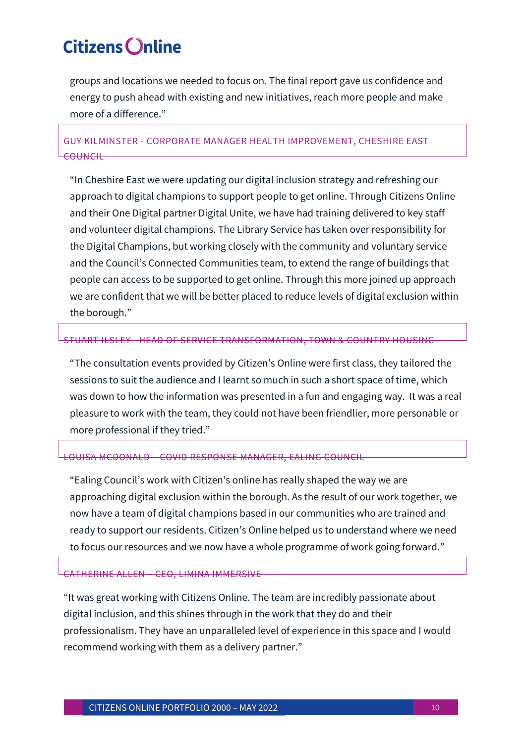groups and locations we needed to focus on. The final report gave us confidence and energy to push ahead with existing and new initiatives, reach more people and make more of a difference."

#### GUY KILMINSTER - CORPORATE MANAGER HEALTH IMPROVEMENT, CHESHIRE EAST COUNCIL

"In Cheshire East we were updating our digital inclusion strategy and refreshing our approach to digital champions to support people to get online. Through Citizens Online and their One Digital partner Digital Unite, we have had training delivered to key staff and volunteer digital champions. The Library Service has taken over responsibility for the Digital Champions, but working closely with the community and voluntary service and the Council's Connected Communities team, to extend the range of buildings that people can access to be supported to get online. Through this more joined up approach we are confident that we will be better placed to reduce levels of digital exclusion within the borough."

#### STUART ILSLEY - HEAD OF SERVICE TRANSFORMATION, TOWN & COUNTRY HOUSING

"The consultation events provided by Citizen's Online were first class, they tailored the sessions to suit the audience and I learnt so much in such a short space of time, which was down to how the information was presented in a fun and engaging way. It was a real pleasure to work with the team, they could not have been friendlier, more personable or more professional if they tried."

#### LOUISA MCDONALD – COVID RESPONSE MANAGER, EALING COUNCIL

"Ealing Council's work with Citizen's online has really shaped the way we are approaching digital exclusion within the borough. As the result of our work together, we now have a team of digital champions based in our communities who are trained and ready to support our residents. Citizen's Online helped us to understand where we need to focus our resources and we now have a whole programme of work going forward."

#### CATHERINE ALLEN – CEO, LIMINA IMMERSIVE

"It was great working with Citizens Online. The team are incredibly passionate about digital inclusion, and this shines through in the work that they do and their professionalism. They have an unparalleled level of experience in this space and I would recommend working with them as a delivery partner."